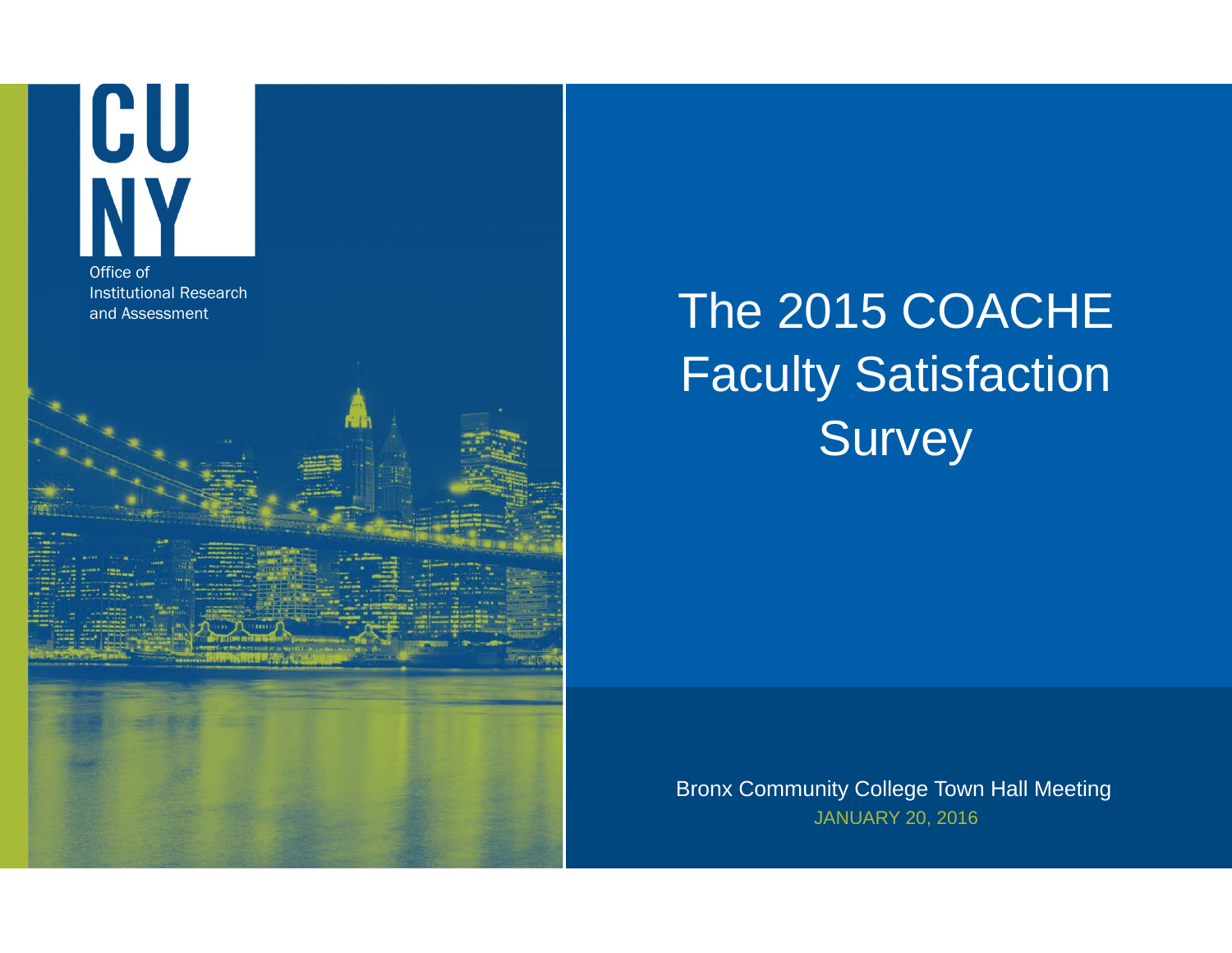CUNY

Office of Institutional Research and Assessment

# The 2015 COACHE Faculty Satisfaction Survey

Bronx Community College Town Hall Meeting

JANUARY 20, 2016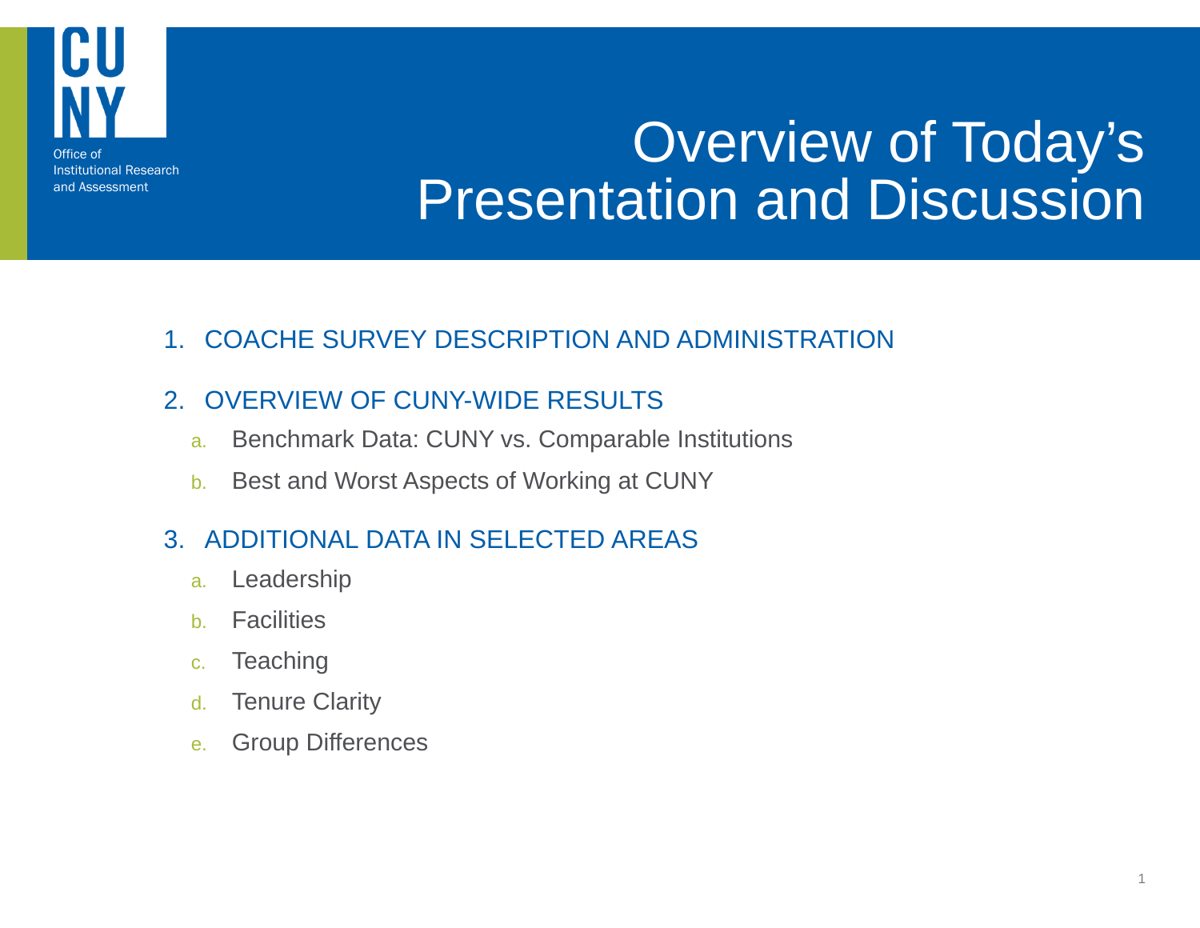Office of Institutional Research and Assessment

# Overview of Today's Presentation and Discussion

1. COACHE SURVEY DESCRIPTION AND ADMINISTRATION
2. OVERVIEW OF CUNY-WIDE RESULTS
   a. Benchmark Data: CUNY vs. Comparable Institutions
   b. Best and Worst Aspects of Working at CUNY
3. ADDITIONAL DATA IN SELECTED AREAS
   a. Leadership
   b. Facilities
   c. Teaching
   d. Tenure Clarity
   e. Group Differences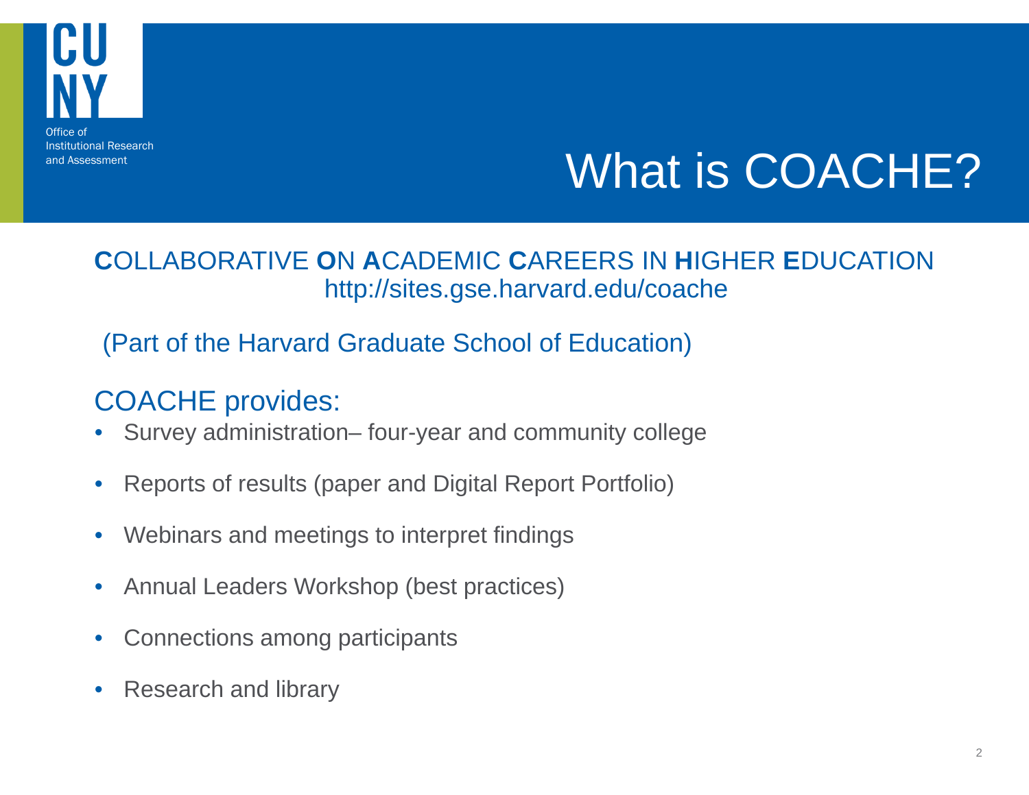# What is COACHE?

**C**OLLABORATIVE **O**N **A**CADEMIC **C**AREERS IN **H**IGHER **E**DUCATION
http://sites.gse.harvard.edu/coache

(Part of the Harvard Graduate School of Education)

## COACHE provides:

- Survey administration– four-year and community college
- Reports of results (paper and Digital Report Portfolio)
- Webinars and meetings to interpret findings
- Annual Leaders Workshop (best practices)
- Connections among participants
- Research and library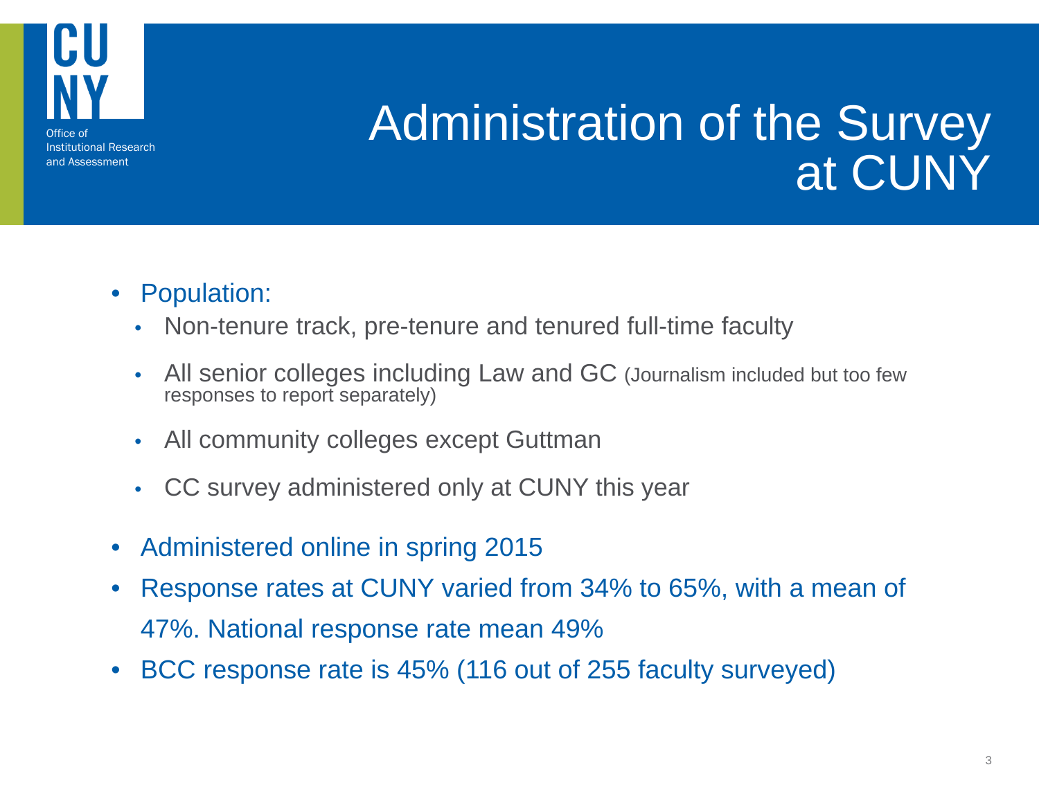# Administration of the Survey at CUNY

- Population:
  - Non-tenure track, pre-tenure and tenured full-time faculty
  - All senior colleges including Law and GC (Journalism included but too few responses to report separately)
  - All community colleges except Guttman
  - CC survey administered only at CUNY this year
- Administered online in spring 2015
- Response rates at CUNY varied from 34% to 65%, with a mean of 47%. National response rate mean 49%
- BCC response rate is 45% (116 out of 255 faculty surveyed)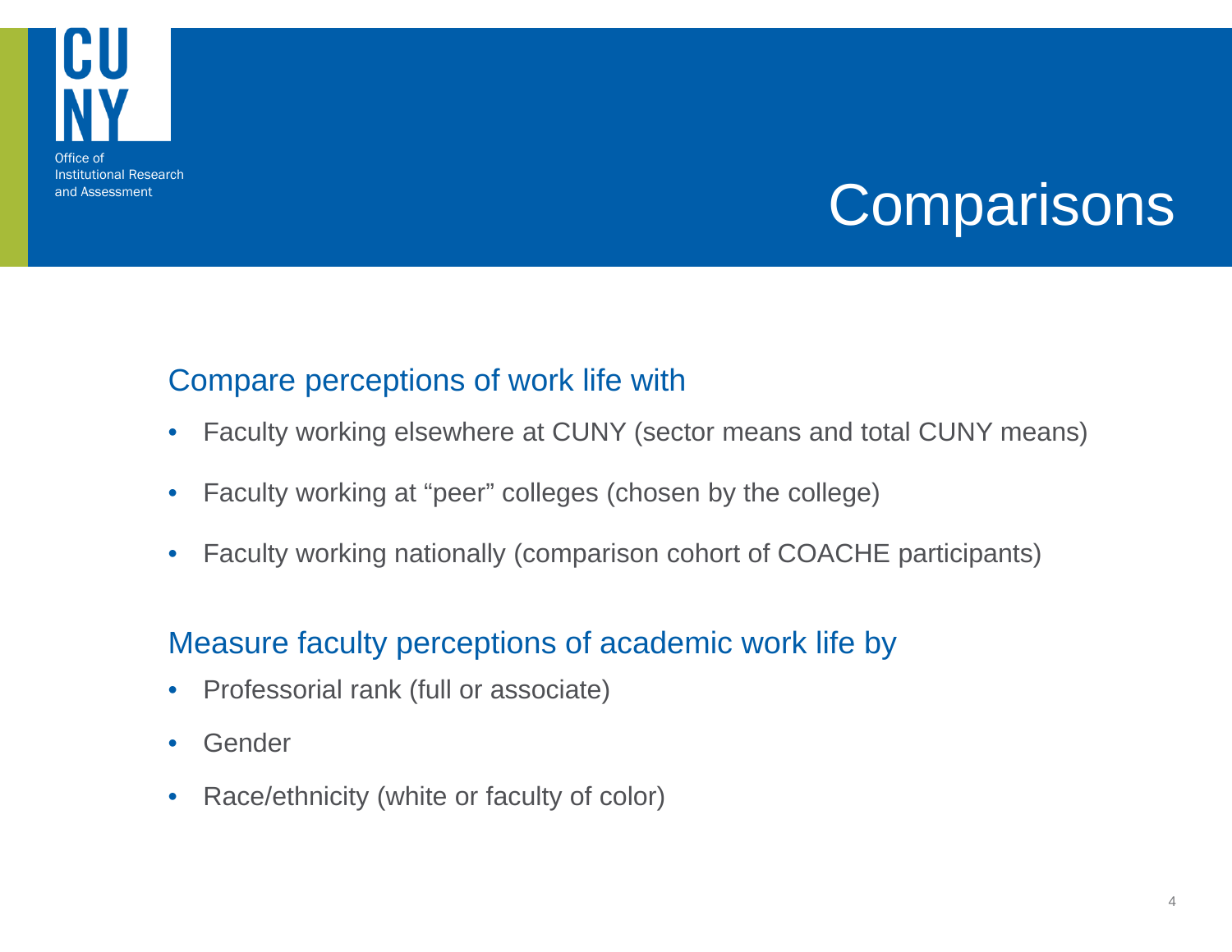# Comparisons

## Compare perceptions of work life with

- Faculty working elsewhere at CUNY (sector means and total CUNY means)
- Faculty working at “peer” colleges (chosen by the college)
- Faculty working nationally (comparison cohort of COACHE participants)

## Measure faculty perceptions of academic work life by

- Professorial rank (full or associate)
- Gender
- Race/ethnicity (white or faculty of color)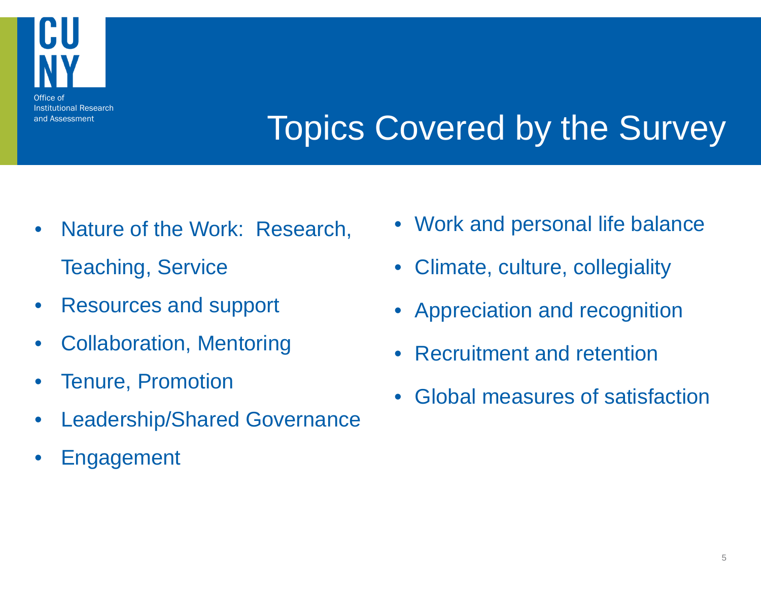# Topics Covered by the Survey

- Nature of the Work: Research, Teaching, Service
- Resources and support
- Collaboration, Mentoring
- Tenure, Promotion
- Leadership/Shared Governance
- Engagement
- Work and personal life balance
- Climate, culture, collegiality
- Appreciation and recognition
- Recruitment and retention
- Global measures of satisfaction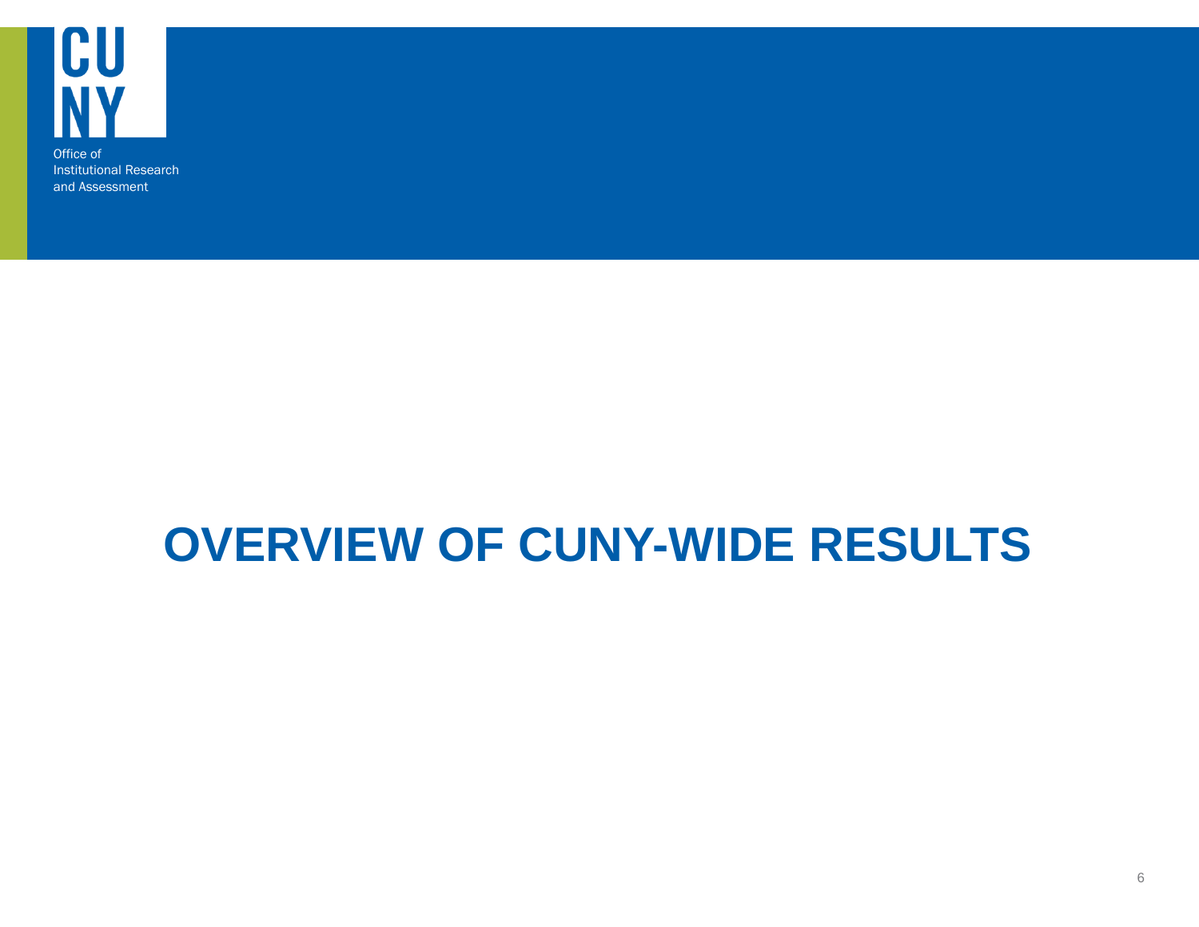Office of
Institutional Research
and Assessment

# OVERVIEW OF CUNY-WIDE RESULTS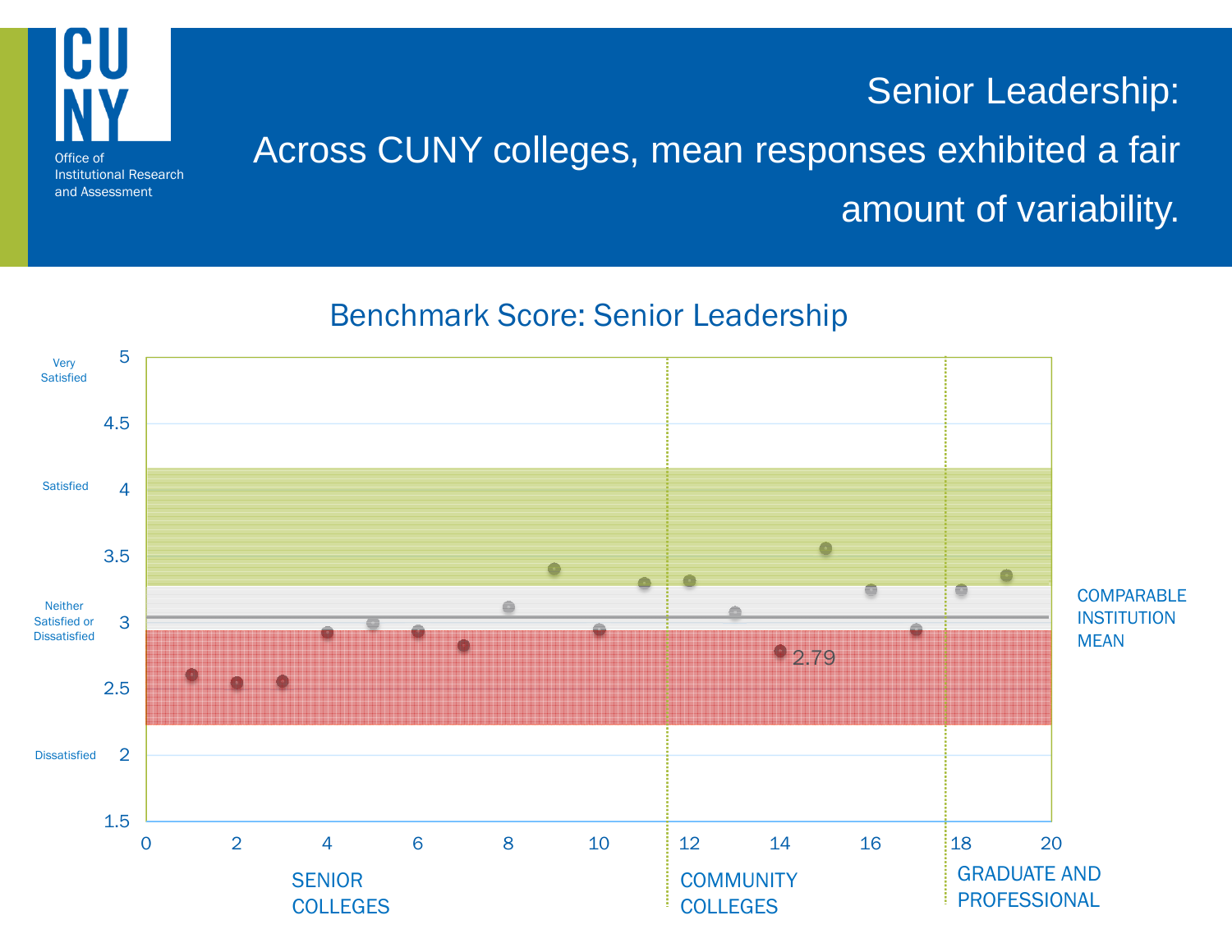CUNY Office of Institutional Research and Assessment

# Senior Leadership: Across CUNY colleges, mean responses exhibited a fair amount of variability.

## Benchmark Score: Senior Leadership

| Score | Label |
|---|---|
| 5 | Very Satisfied |
| 4 | Satisfied |
| 3 | Neither Satisfied or Dissatisfied |
| 2 | Dissatisfied |

SENIOR COLLEGES

COMMUNITY COLLEGES

GRADUATE AND PROFESSIONAL

COMPARABLE INSTITUTION MEAN

2.79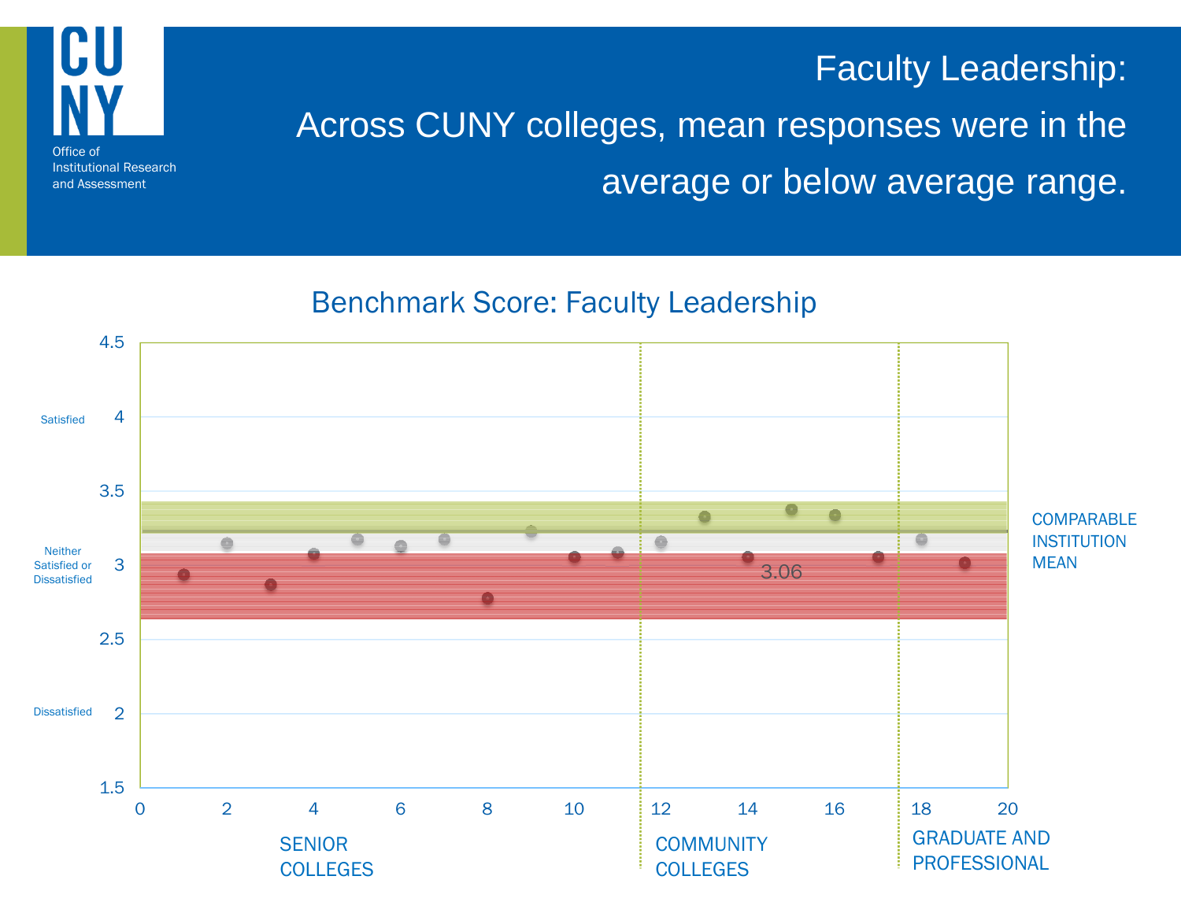# Faculty Leadership: Across CUNY colleges, mean responses were in the average or below average range.

## Benchmark Score: Faculty Leadership

Y-axis: 1.5 – 4.5 (2 = Dissatisfied; 3 = Neither Satisfied or Dissatisfied; 4 = Satisfied)

X-axis: 0 – 20 (SENIOR COLLEGES; COMMUNITY COLLEGES; GRADUATE AND PROFESSIONAL)

COMPARABLE INSTITUTION MEAN

3.06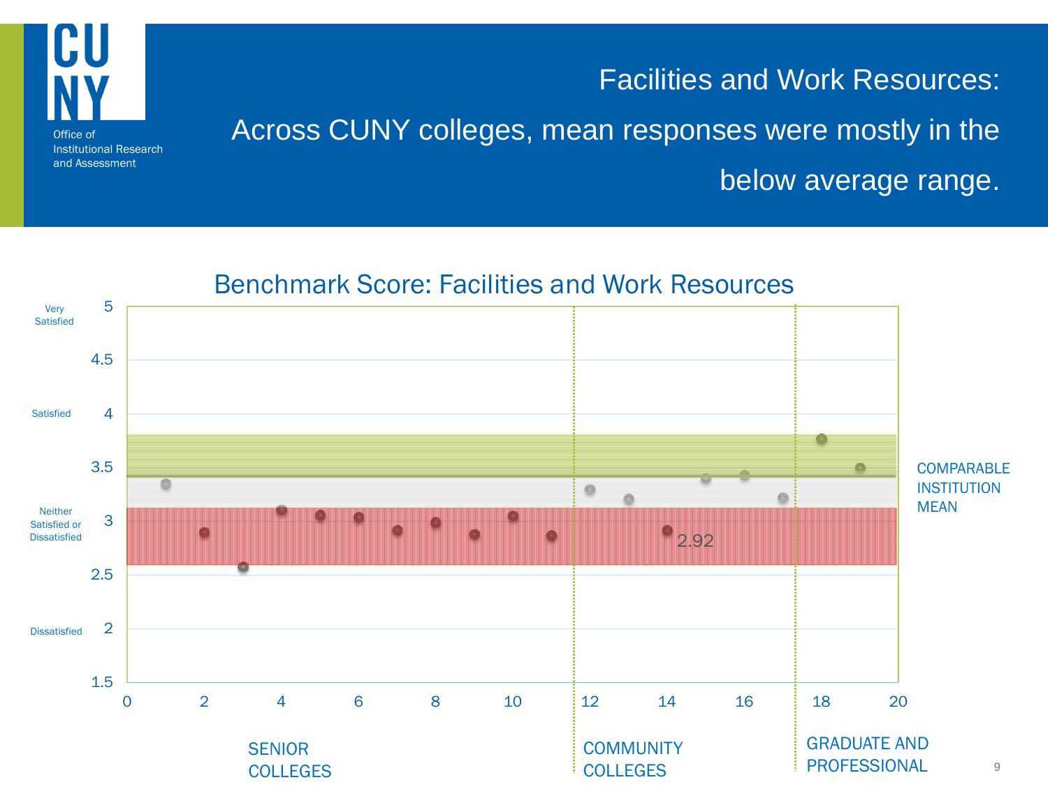# Facilities and Work Resources:

## Across CUNY colleges, mean responses were mostly in the below average range.

Office of Institutional Research and Assessment

### Benchmark Score: Facilities and Work Resources

Very Satisfied — 5

4.5

Satisfied — 4

3.5

Neither Satisfied or Dissatisfied — 3

2.5

Dissatisfied — 2

1.5

0 2 4 6 8 10 12 14 16 18 20

2.92

COMPARABLE INSTITUTION MEAN

SENIOR COLLEGES

COMMUNITY COLLEGES

GRADUATE AND PROFESSIONAL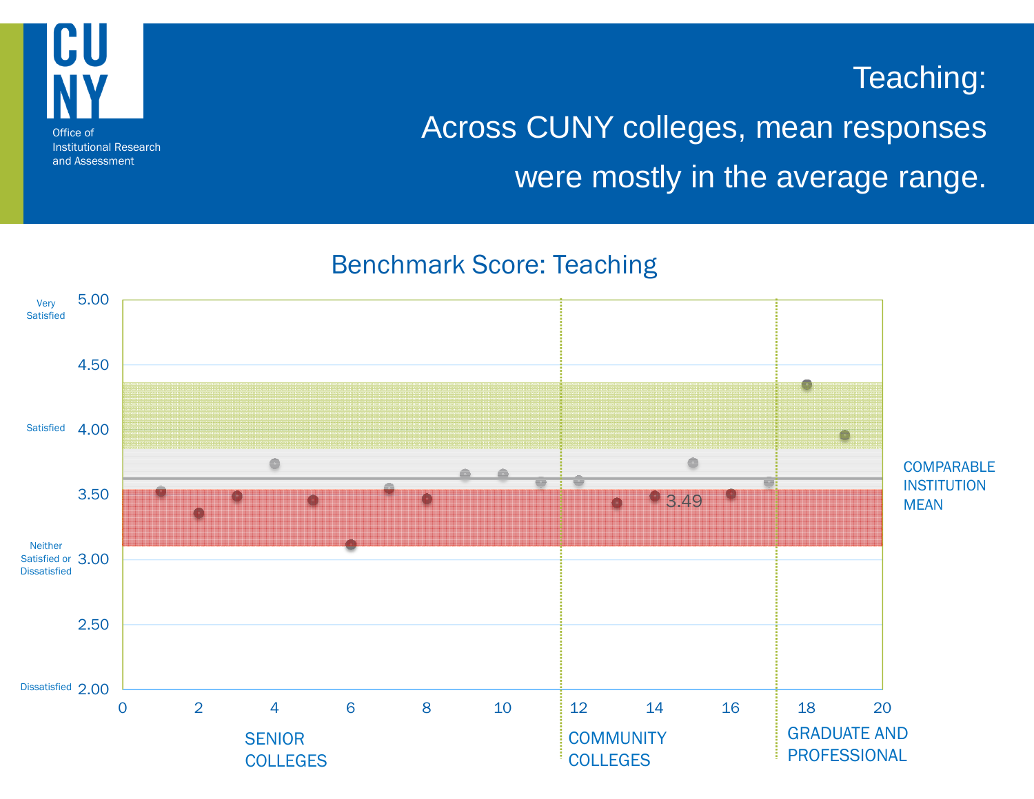# Teaching:

## Across CUNY colleges, mean responses were mostly in the average range.

Office of Institutional Research and Assessment

### Benchmark Score: Teaching

Very Satisfied 5.00

4.50

Satisfied 4.00

3.50

Neither Satisfied or Dissatisfied 3.00

2.50

Dissatisfied 2.00

0 2 4 6 8 10 12 14 16 18 20

3.49

COMPARABLE INSTITUTION MEAN

SENIOR COLLEGES

COMMUNITY COLLEGES

GRADUATE AND PROFESSIONAL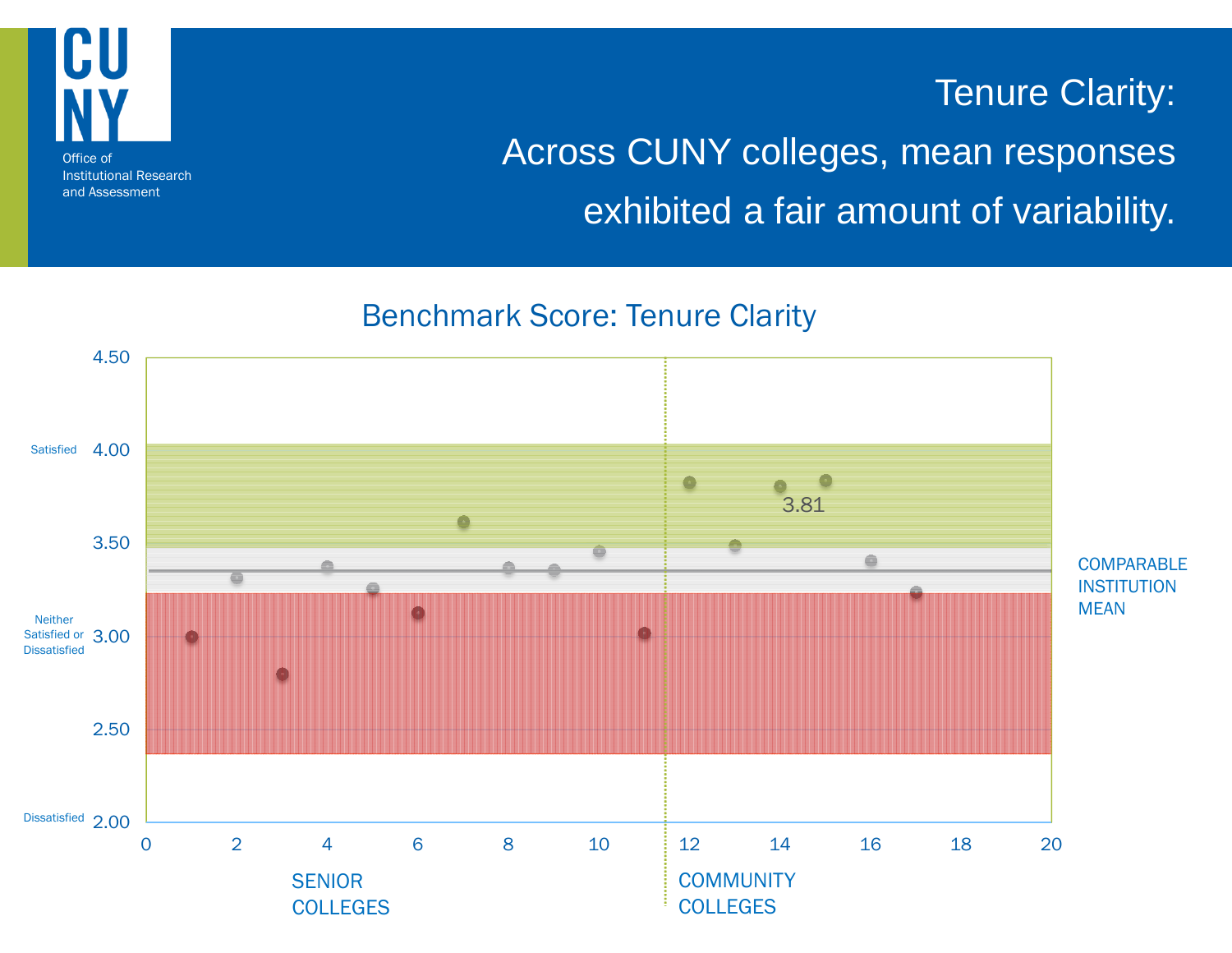# Tenure Clarity:

## Across CUNY colleges, mean responses exhibited a fair amount of variability.

Office of Institutional Research and Assessment

### Benchmark Score: Tenure Clarity

Y-axis: Satisfied (4.00), Neither Satisfied or Dissatisfied (3.00), Dissatisfied (2.00); scale 2.00–4.50

X-axis: 0–20; SENIOR COLLEGES | COMMUNITY COLLEGES

3.81

COMPARABLE INSTITUTION MEAN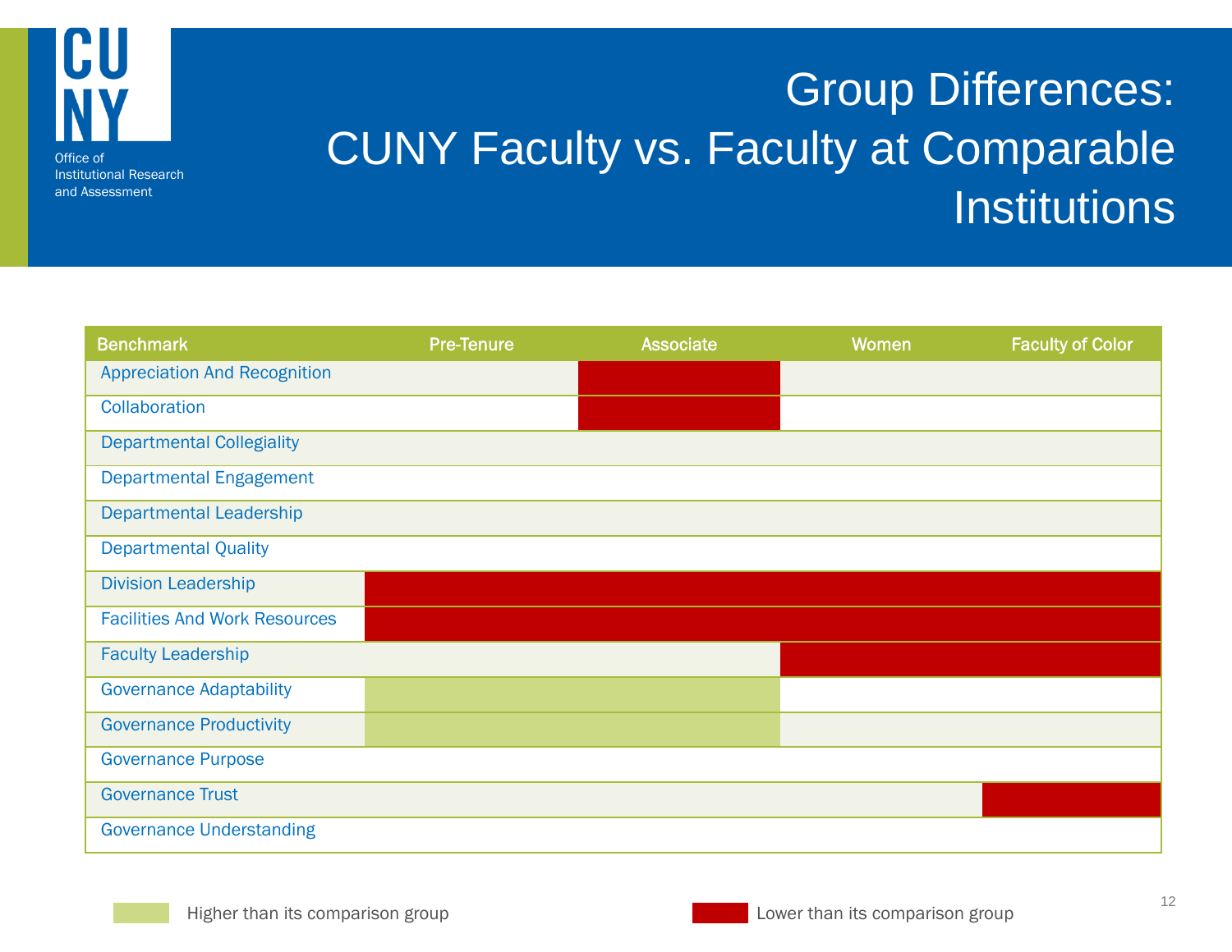# Group Differences: CUNY Faculty vs. Faculty at Comparable Institutions

| Benchmark | Pre-Tenure | Associate | Women | Faculty of Color |
|---|---|---|---|---|
| Appreciation And Recognition | | Lower | | |
| Collaboration | | Lower | | |
| Departmental Collegiality | | | | |
| Departmental Engagement | | | | |
| Departmental Leadership | | | | |
| Departmental Quality | | | | |
| Division Leadership | Lower | Lower | Lower | Lower |
| Facilities And Work Resources | Lower | Lower | Lower | Lower |
| Faculty Leadership | | | Lower | Lower |
| Governance Adaptability | Higher | Higher | | |
| Governance Productivity | Higher | Higher | | |
| Governance Purpose | | | | |
| Governance Trust | | | | Lower |
| Governance Understanding | | | | |

Legend: Higher = Higher than its comparison group (light green); Lower = Lower than its comparison group (red)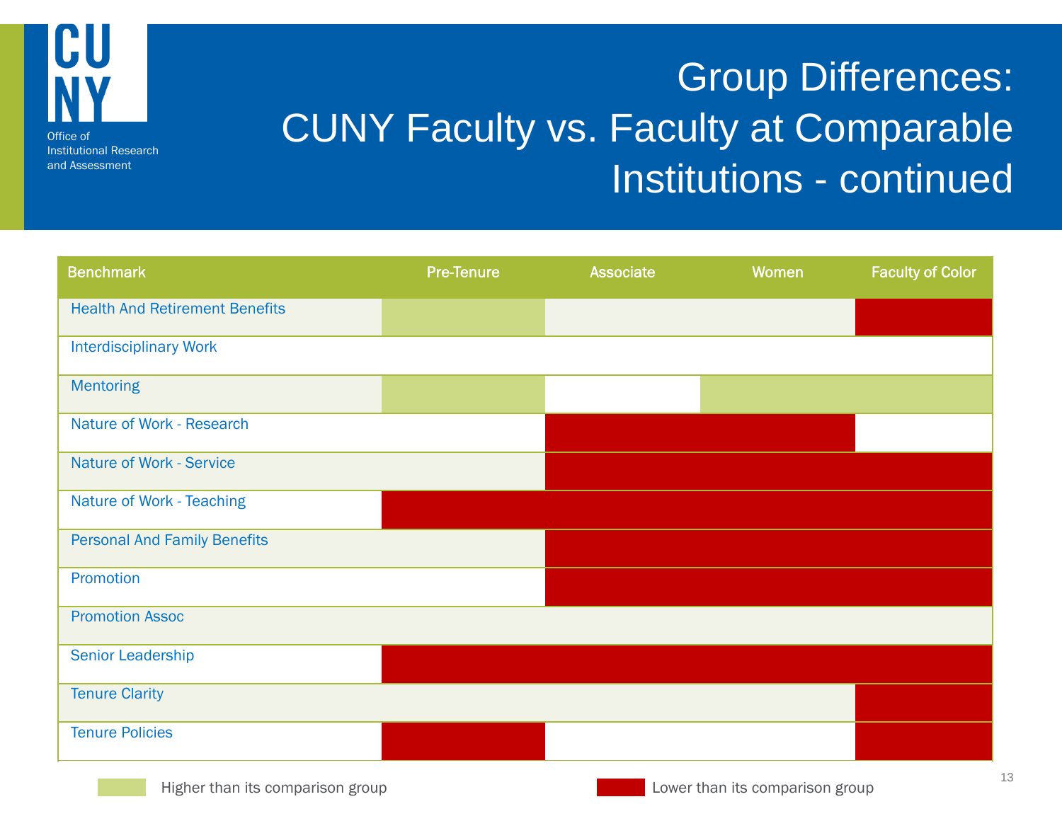# Group Differences: CUNY Faculty vs. Faculty at Comparable Institutions - continued

| Benchmark | Pre-Tenure | Associate | Women | Faculty of Color |
|---|---|---|---|---|
| Health And Retirement Benefits | Higher | | | Lower |
| Interdisciplinary Work | | | | |
| Mentoring | Higher | | Higher | Higher |
| Nature of Work - Research | | Lower | Lower | |
| Nature of Work - Service | | Lower | Lower | Lower |
| Nature of Work - Teaching | Lower | Lower | Lower | Lower |
| Personal And Family Benefits | | Lower | Lower | Lower |
| Promotion | | Lower | Lower | Lower |
| Promotion Assoc | | | | |
| Senior Leadership | Lower | Lower | Lower | Lower |
| Tenure Clarity | | | | Lower |
| Tenure Policies | Lower | | | Lower |

Higher: Higher than its comparison group

Lower: Lower than its comparison group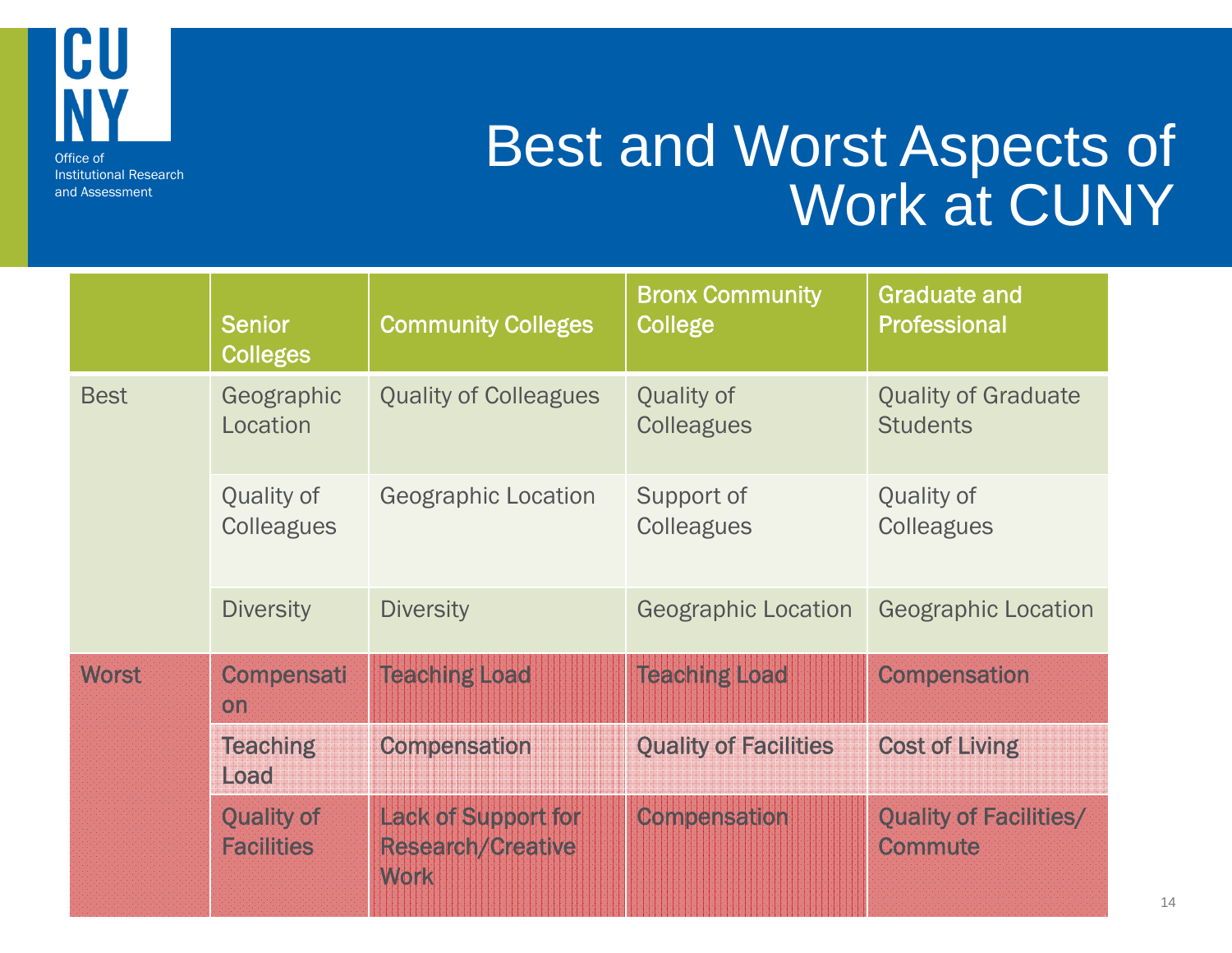Office of Institutional Research and Assessment

# Best and Worst Aspects of Work at CUNY

| | Senior Colleges | Community Colleges | Bronx Community College | Graduate and Professional |
|---|---|---|---|---|
| Best | Geographic Location | Quality of Colleagues | Quality of Colleagues | Quality of Graduate Students |
| | Quality of Colleagues | Geographic Location | Support of Colleagues | Quality of Colleagues |
| | Diversity | Diversity | Geographic Location | Geographic Location |
| Worst | Compensation | Teaching Load | Teaching Load | Compensation |
| | Teaching Load | Compensation | Quality of Facilities | Cost of Living |
| | Quality of Facilities | Lack of Support for Research/Creative Work | Compensation | Quality of Facilities/ Commute |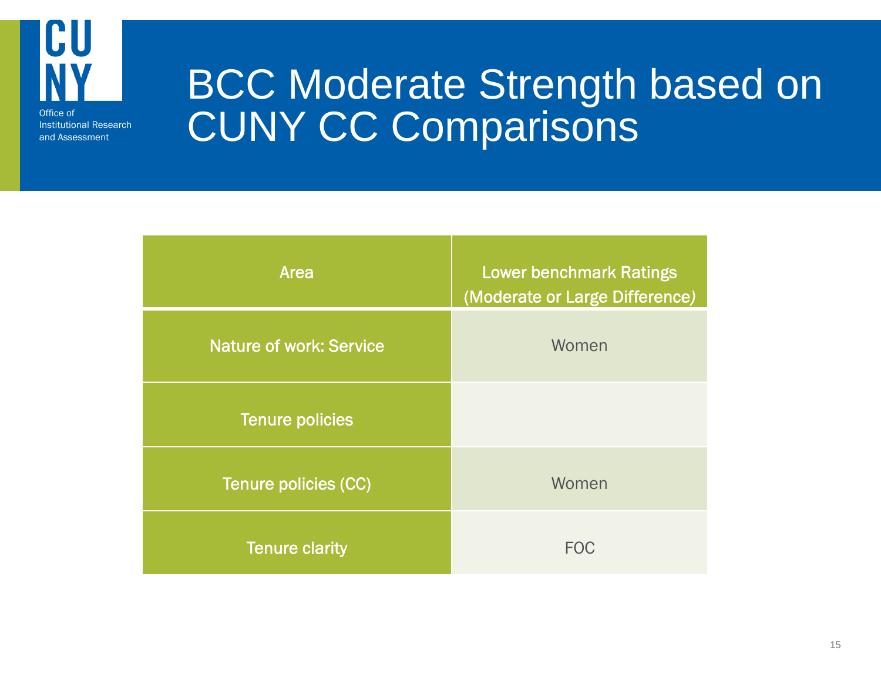# BCC Moderate Strength based on CUNY CC Comparisons

| Area | Lower benchmark Ratings (Moderate or Large Difference) |
| --- | --- |
| Nature of work: Service | Women |
| Tenure policies | |
| Tenure policies (CC) | Women |
| Tenure clarity | FOC |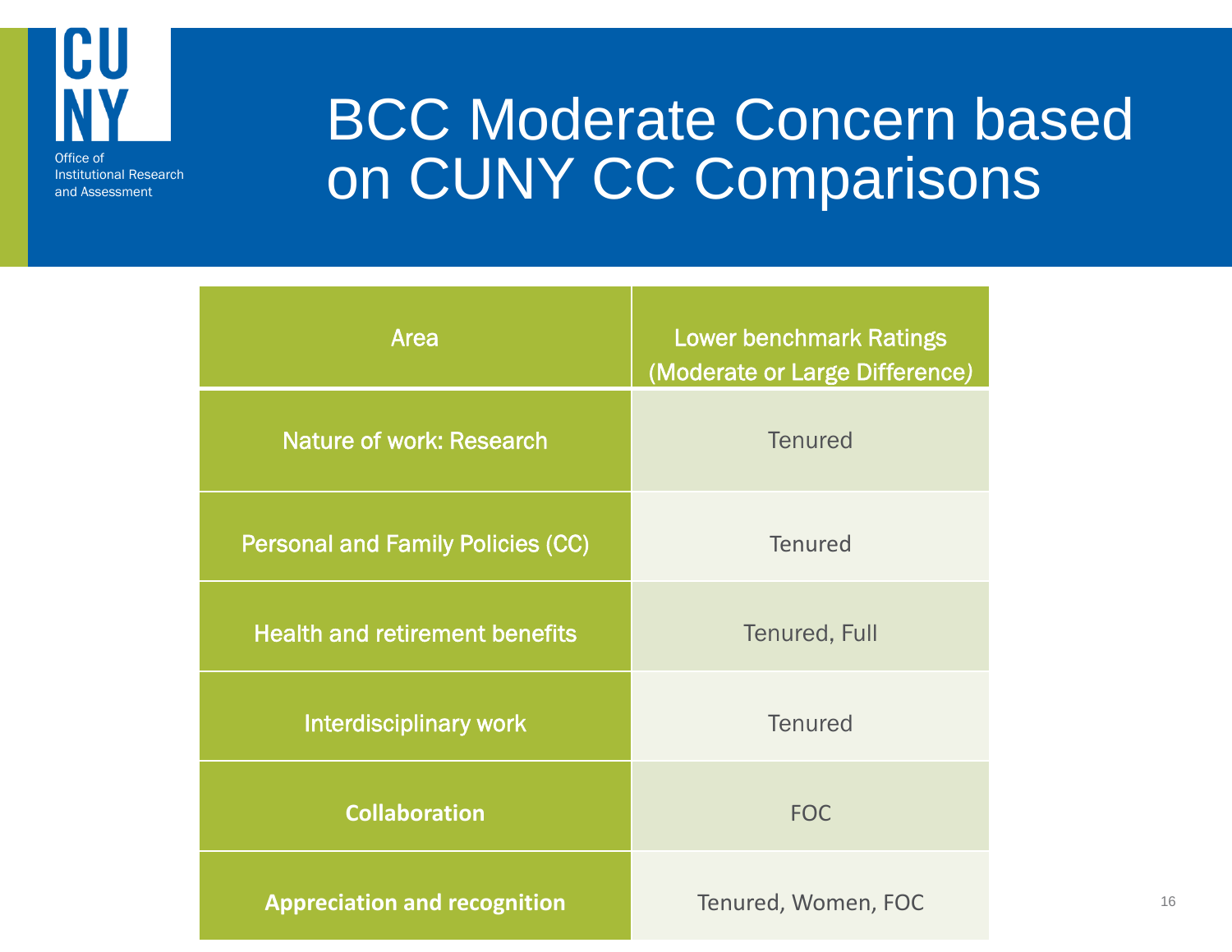# BCC Moderate Concern based on CUNY CC Comparisons

| Area | Lower benchmark Ratings (Moderate or Large Difference) |
| --- | --- |
| Nature of work: Research | Tenured |
| Personal and Family Policies (CC) | Tenured |
| Health and retirement benefits | Tenured, Full |
| Interdisciplinary work | Tenured |
| **Collaboration** | FOC |
| **Appreciation and recognition** | Tenured, Women, FOC |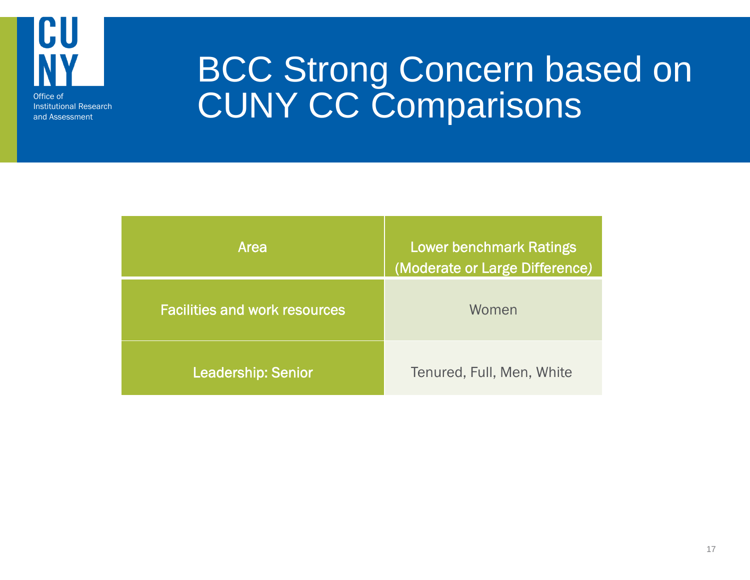# BCC Strong Concern based on CUNY CC Comparisons

| Area | Lower benchmark Ratings (Moderate or Large Difference) |
| --- | --- |
| Facilities and work resources | Women |
| Leadership: Senior | Tenured, Full, Men, White |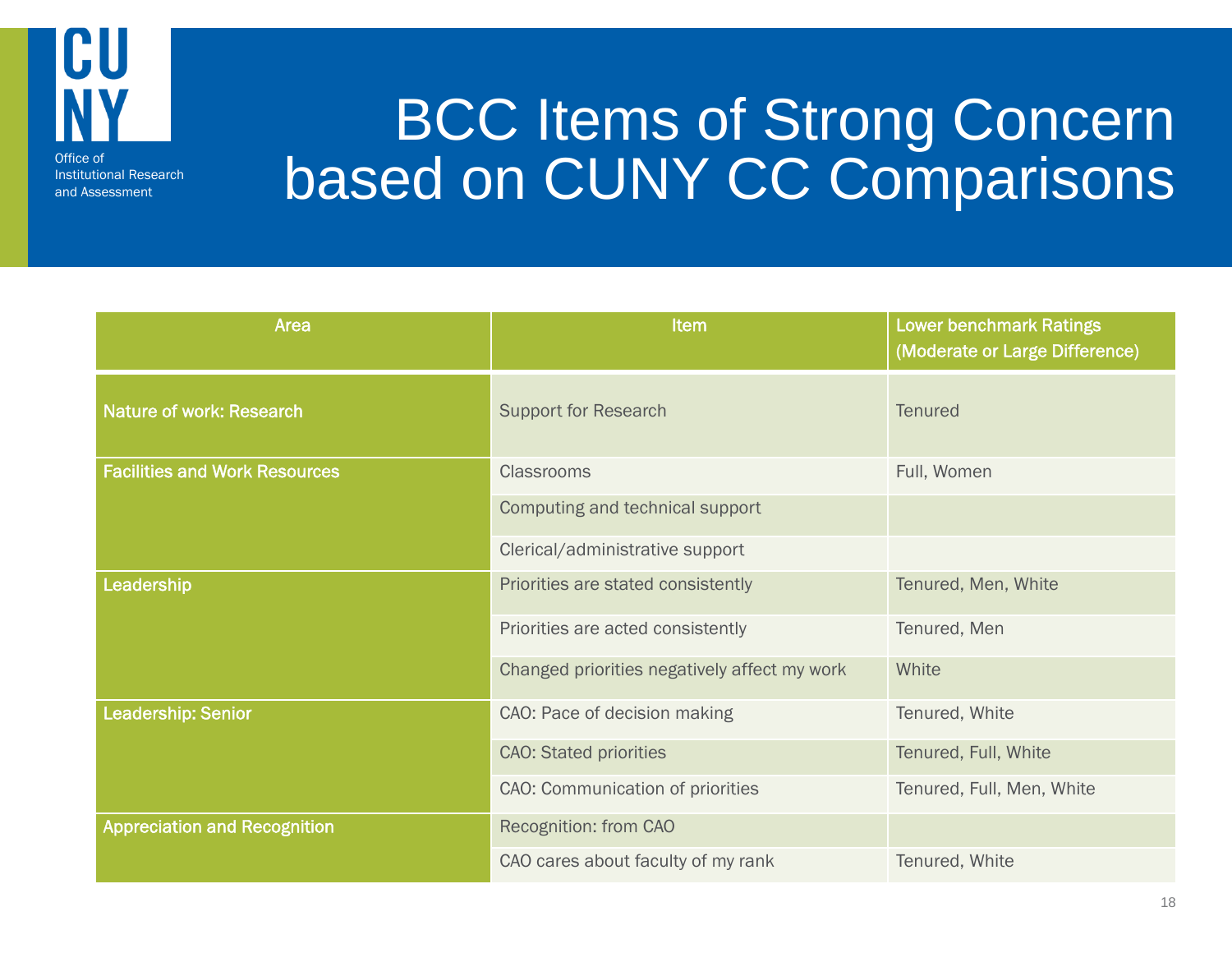# BCC Items of Strong Concern based on CUNY CC Comparisons

| Area | Item | Lower benchmark Ratings (Moderate or Large Difference) |
|---|---|---|
| Nature of work: Research | Support for Research | Tenured |
| Facilities and Work Resources | Classrooms | Full, Women |
| | Computing and technical support | |
| | Clerical/administrative support | |
| Leadership | Priorities are stated consistently | Tenured, Men, White |
| | Priorities are acted consistently | Tenured, Men |
| | Changed priorities negatively affect my work | White |
| Leadership: Senior | CAO: Pace of decision making | Tenured, White |
| | CAO: Stated priorities | Tenured, Full, White |
| | CAO: Communication of priorities | Tenured, Full, Men, White |
| Appreciation and Recognition | Recognition: from CAO | |
| | CAO cares about faculty of my rank | Tenured, White |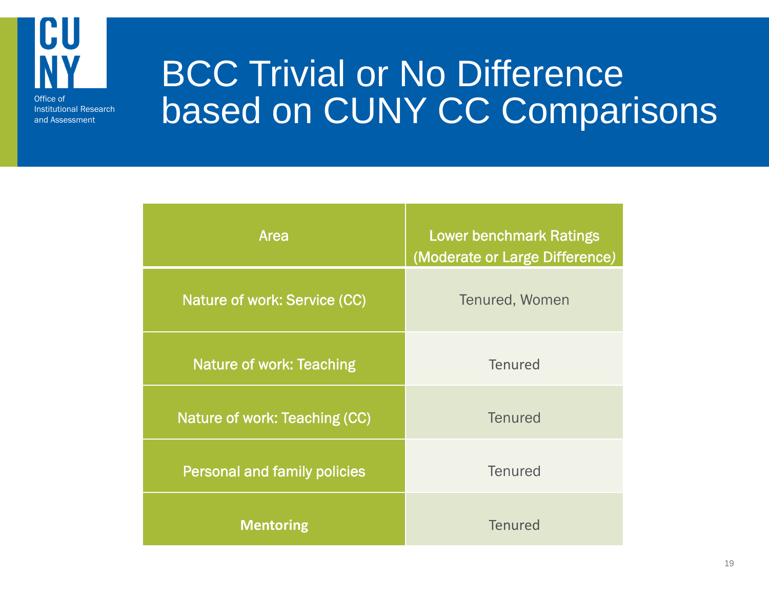# BCC Trivial or No Difference based on CUNY CC Comparisons

| Area | Lower benchmark Ratings (Moderate or Large Difference) |
|---|---|
| Nature of work: Service (CC) | Tenured, Women |
| Nature of work: Teaching | Tenured |
| Nature of work: Teaching (CC) | Tenured |
| Personal and family policies | Tenured |
| **Mentoring** | Tenured |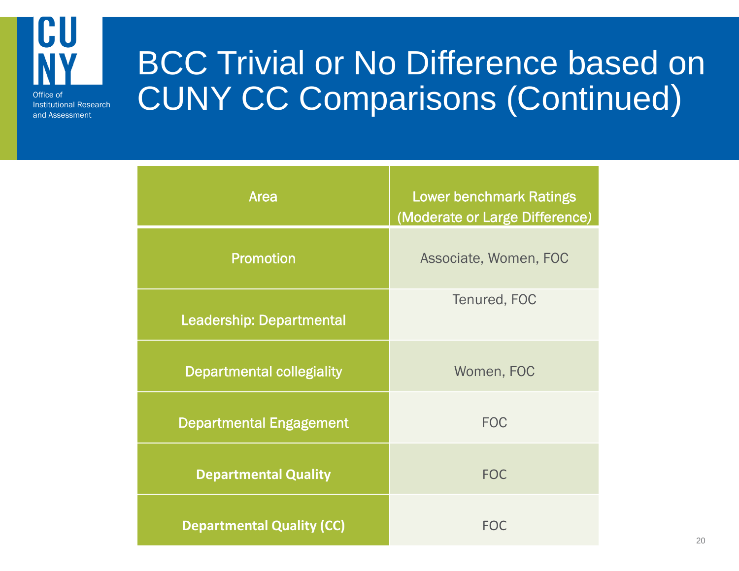# BCC Trivial or No Difference based on CUNY CC Comparisons (Continued)

| Area | Lower benchmark Ratings (Moderate or Large Difference) |
| --- | --- |
| Promotion | Associate, Women, FOC |
| Leadership: Departmental | Tenured, FOC |
| Departmental collegiality | Women, FOC |
| Departmental Engagement | FOC |
| **Departmental Quality** | FOC |
| **Departmental Quality (CC)** | FOC |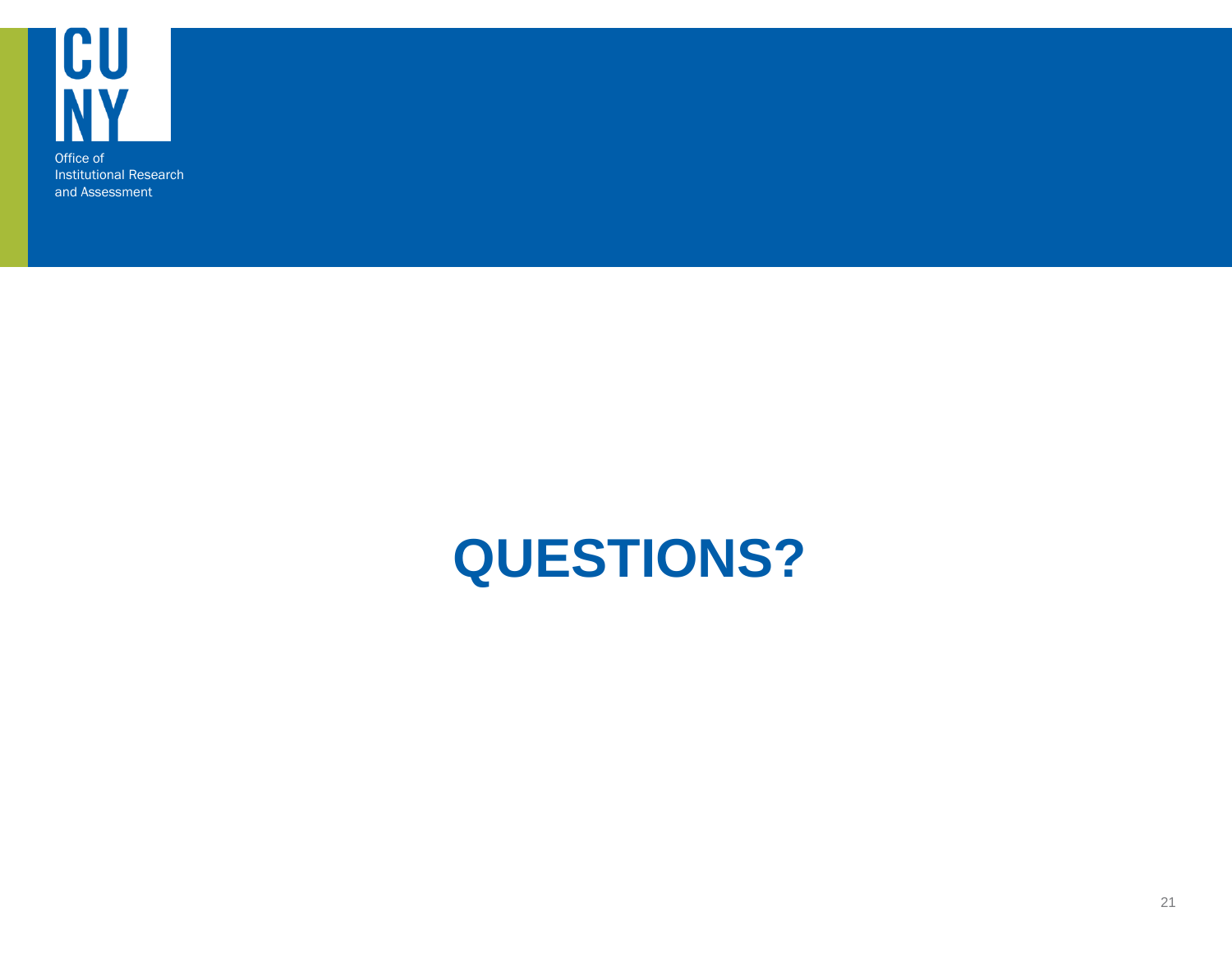CUNY

Office of Institutional Research and Assessment

# QUESTIONS?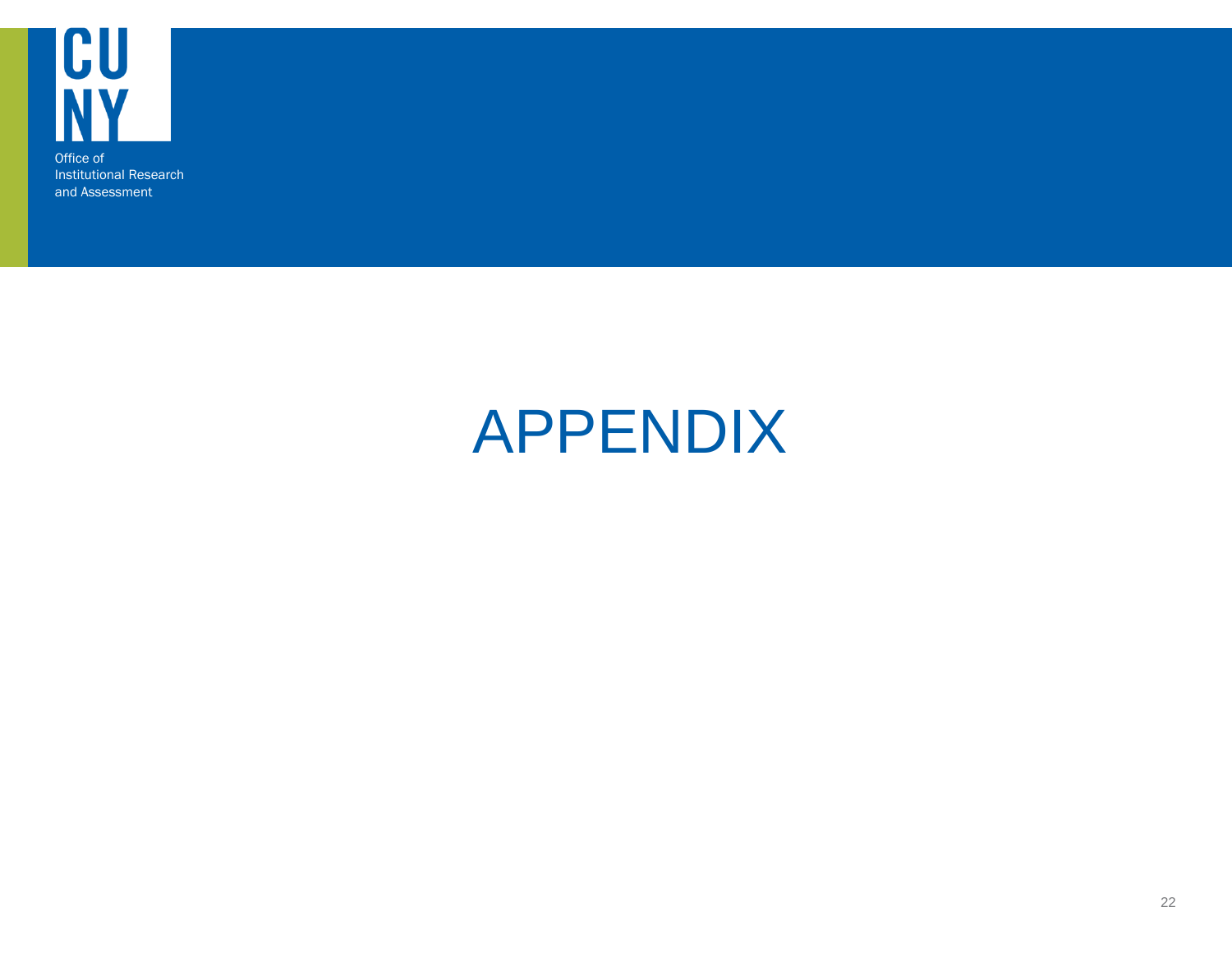CUNY

Office of Institutional Research and Assessment

# APPENDIX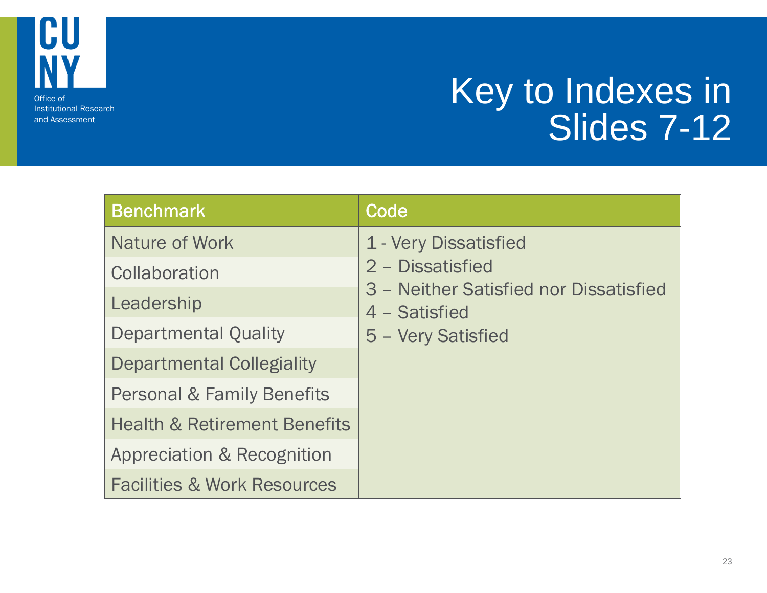# Key to Indexes in Slides 7-12

| Benchmark | Code |
|---|---|
| Nature of Work | 1 - Very Dissatisfied<br>2 – Dissatisfied<br>3 – Neither Satisfied nor Dissatisfied<br>4 – Satisfied<br>5 – Very Satisfied |
| Collaboration | |
| Leadership | |
| Departmental Quality | |
| Departmental Collegiality | |
| Personal & Family Benefits | |
| Health & Retirement Benefits | |
| Appreciation & Recognition | |
| Facilities & Work Resources | |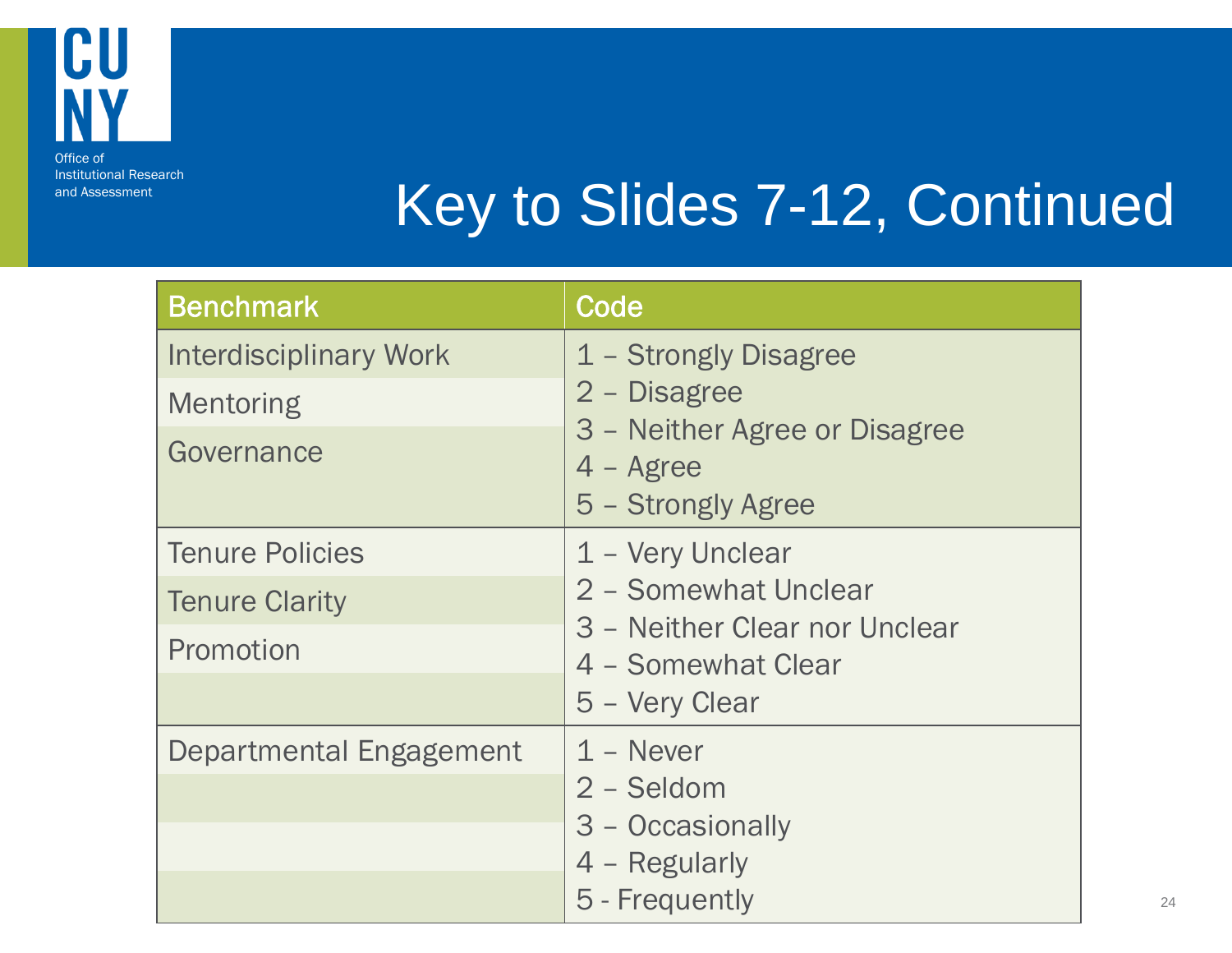Office of Institutional Research and Assessment

# Key to Slides 7-12, Continued

| Benchmark | Code |
| --- | --- |
| Interdisciplinary Work<br>Mentoring<br>Governance | 1 – Strongly Disagree<br>2 – Disagree<br>3 – Neither Agree or Disagree<br>4 – Agree<br>5 – Strongly Agree |
| Tenure Policies<br>Tenure Clarity<br>Promotion | 1 – Very Unclear<br>2 – Somewhat Unclear<br>3 – Neither Clear nor Unclear<br>4 – Somewhat Clear<br>5 – Very Clear |
| Departmental Engagement | 1 – Never<br>2 – Seldom<br>3 – Occasionally<br>4 – Regularly<br>5 - Frequently |